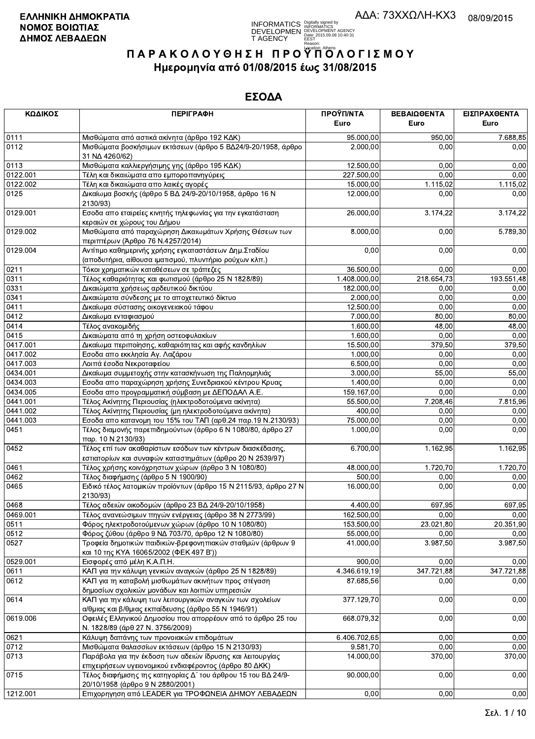**ΕΛΛΗΝΙΚΗ ΔΗΜΟΚΡΑΤΙΑ**
**ΝΟΜΟΣ ΒΟΙΩΤΙΑΣ**
**ΔΗΜΟΣ ΛΕΒΑΔΕΩΝ**

ΑΔΑ: 73ΧΧΩΛΗ-ΚΧ3 08/09/2015

INFORMATICS DEVELOPMENT AGENCY
Digitally signed by INFORMATICS DEVELOPMENT AGENCY
Date: 2015.09.08 10:40:31 EEST
Reason:
Location: Athens

# Π Α Ρ Α Κ Ο Λ Ο Υ Θ Η Σ Η  Π Ρ Ο Υ Π Ο Λ Ο Γ Ι Σ Μ Ο Υ

## Ημερομηνία από 01/08/2015 έως 31/08/2015

## ΕΣΟΔΑ

| ΚΩΔΙΚΟΣ | ΠΕΡΙΓΡΑΦΗ | ΠΡΟΫΠ/ΝΤΑ Euro | ΒΕΒΑΙΩΘΕΝΤΑ Euro | ΕΙΣΠΡΑΧΘΕΝΤΑ Euro |
|---|---|---|---|---|
| 0111 | Μισθώματα από αστικά ακίνητα (άρθρο 192 ΚΔΚ) | 95.000,00 | 950,00 | 7.688,85 |
| 0112 | Μισθώματα βοσκήσιμων εκτάσεων (άρθρο 5 ΒΔ24/9-20/1958, άρθρο 31 ΝΔ 4260/62) | 2.000,00 | 0,00 | 0,00 |
| 0113 | Μισθώματα καλλιεργήσιμης γης (άρθρο 195 ΚΔΚ) | 12.500,00 | 0,00 | 0,00 |
| 0122.001 | Τέλη και δικαιώματα απο εμποροπανηγύρεις | 227.500,00 | 0,00 | 0,00 |
| 0122.002 | Τέλη και δικαιώματα απο λαικές αγορές | 15.000,00 | 1.115,02 | 1.115,02 |
| 0125 | Δικαίωμα βοσκής (άρθρο 5 ΒΔ 24/9-20/10/1958, άρθρο 16 Ν 2130/93) | 12.000,00 | 0,00 | 0,00 |
| 0129.001 | Εσοδα απο εταιρείες κινητής τηλεφωνίας για την εγκατάσταση κεραιών σε χώρους του Δήμου | 26.000,00 | 3.174,22 | 3.174,22 |
| 0129.002 | Μισθώματα από παραχώρηση Δικαιωμάτων Χρήσης Θέσεων των περιπτέρων (Άρθρο 76 Ν.4257/2014) | 8.000,00 | 0,00 | 5.789,30 |
| 0129.004 | Αντίτιμο καθημερινής χρήσης εγκαταστάσεων Δημ.Σταδίου (αποδυτήρια, αίθουσα ιματισμού, πλυντήριο ρούχων κλπ.) | 0,00 | 0,00 | 0,00 |
| 0211 | Τόκοι χρηματικών καταθέσεων σε τράπεζες | 36.500,00 | 0,00 | 0,00 |
| 0311 | Τέλος καθαριότητας και φωτισμού (άρθρο 25 Ν 1828/89) | 1.408.000,00 | 218.654,73 | 193.551,48 |
| 0331 | Δικαιώματα χρήσεως αρδευτικού δικτύου | 182.000,00 | 0,00 | 0,00 |
| 0341 | Δικαιώματα σύνδεσης με το αποχετευτικό δίκτυο | 2.000,00 | 0,00 | 0,00 |
| 0411 | Δικαίωμα σύστασης οικογενειακού τάφου | 12.500,00 | 0,00 | 0,00 |
| 0412 | Δικαίωμα ενταφιασμού | 7.000,00 | 80,00 | 80,00 |
| 0414 | Τέλος ανακομιδής | 1.600,00 | 48,00 | 48,00 |
| 0415 | Δικαιώματα από τη χρήση οστεοφυλακίων | 1.600,00 | 0,00 | 0,00 |
| 0417.001 | Δικαίωμα περιποίησης, καθαριότητας και αφής κανδηλίων | 15.500,00 | 379,50 | 379,50 |
| 0417.002 | Εσοδα απο εκκλησία Αγ. Λαζάρου | 1.000,00 | 0,00 | 0,00 |
| 0417.003 | Λοιπά έσοδα Νεκροταφείου | 6.500,00 | 0,00 | 0,00 |
| 0434.001 | Δικαίωμα συμμετοχής στην κατασκήνωση της Παληομηλιάς | 3.000,00 | 55,00 | 55,00 |
| 0434.003 | Εσοδα απο παραχώρηση χρήσης Συνεδριακού κέντρου Κρυας | 1.400,00 | 0,00 | 0,00 |
| 0434.005 | Εσοδα απο προγραμματική σύμβαση με ΔΕΠΟΔΑΛ Α.Ε. | 159.167,00 | 0,00 | 0,00 |
| 0441.001 | Τέλος Ακίνητης Περιουσίας (ηλεκτροδοτούμενα ακίνητα) | 55.500,00 | 7.208,46 | 7.815,96 |
| 0441.002 | Τέλος Ακίνητης Περιουσίας (μη ηλεκτροδοτούμενα ακίνητα) | 400,00 | 0,00 | 0,00 |
| 0441.003 | Εσοδα απο κατανομη του 15% του ΤΑΠ (αρθ.24 παρ.19 Ν.2130/93) | 75.000,00 | 0,00 | 0,00 |
| 0451 | Τέλος διαμονής παρεπιδημούντων (άρθρο 6 Ν 1080/80, άρθρο 27 παρ. 10 Ν 2130/93) | 1.000,00 | 0,00 | 0,00 |
| 0452 | Τέλος επί των ακαθαρίστων εσόδων των κέντρων διασκέδασης, εστιατορίων και συναφών καταστημάτων (άρθρο 20 Ν 2539/97) | 6.700,00 | 1.162,95 | 1.162,95 |
| 0461 | Τέλος χρήσης κοινόχρηστων χώρων (άρθρο 3 Ν 1080/80) | 48.000,00 | 1.720,70 | 1.720,70 |
| 0462 | Τέλος διαφήμισης (άρθρο 5 Ν 1900/90) | 500,00 | 0,00 | 0,00 |
| 0465 | Ειδικό τέλος λατομικών προϊόντων (άρθρο 15 Ν 2115/93, άρθρο 27 Ν 2130/93) | 16.000,00 | 0,00 | 0,00 |
| 0468 | Τέλος αδειών οικοδομών (άρθρο 23 ΒΔ 24/9-20/10/1958) | 4.400,00 | 697,95 | 697,95 |
| 0469.001 | Τέλος ανανεώσιμων πηγών ενέργειας (άρθρο 38 Ν 2773/99) | 162.500,00 | 0,00 | 0,00 |
| 0511 | Φόρος ηλεκτροδοτούμενων χώρων (άρθρο 10 Ν 1080/80) | 153.500,00 | 23.021,80 | 20.351,90 |
| 0512 | Φόρος ζύθου (άρθρο 9 ΝΔ 703/70, άρθρο 12 Ν 1080/80) | 55.000,00 | 0,00 | 0,00 |
| 0527 | Τροφεία δημοτικών παιδικών-βρεφονηπιακών σταθμών (άρθρων 9 και 10 της ΚΥΑ 16065/2002 (ΦΕΚ 497 Β')) | 41.000,00 | 3.987,50 | 3.987,50 |
| 0529.001 | Εισφορές από μέλη Κ.Α.Π.Η. | 900,00 | 0,00 | 0,00 |
| 0611 | ΚΑΠ για την κάλυψη γενικών αναγκών (άρθρο 25 Ν 1828/89) | 4.346.619,19 | 347.721,88 | 347.721,88 |
| 0612 | ΚΑΠ για τη καταβολή μισθωμάτων ακινήτων προς στέγαση δημοσίων σχολικών μονάδων και λοιπών υπηρεσιών | 87.685,56 | 0,00 | 0,00 |
| 0614 | ΚΑΠ για την κάλυψη των λειτουργικών αναγκών των σχολείων α/θμιας και β/θμιας εκπαίδευσης (άρθρο 55 Ν 1946/91) | 377.129,70 | 0,00 | 0,00 |
| 0619.006 | Οφειλές Ελληνικού Δημοσίου που απορρέουν από το άρθρο 25 του Ν. 1828/89 (άρθ 27 Ν. 3756/2009) | 668.079,32 | 0,00 | 0,00 |
| 0621 | Κάλυψη δαπάνης των προνοιακών επιδομάτων | 6.406.702,65 | 0,00 | 0,00 |
| 0712 | Μισθώματα θαλασσίων εκτάσεων (άρθρο 15 Ν 2130/93) | 9.581,70 | 0,00 | 0,00 |
| 0713 | Παράβολα για την έκδοση των αδειών ίδρυσης και λειτουργίας επιχειρήσεων υγειονομικού ενδιαφέροντος (άρθρο 80 ΔΚΚ) | 14.000,00 | 370,00 | 370,00 |
| 0715 | Τέλος διαφήμισης της κατηγορίας Δ΄ του άρθρου 15 του ΒΔ 24/9-20/10/1958 (άρθρο 9 Ν 2880/2001) | 90.000,00 | 0,00 | 0,00 |
| 1212.001 | Επιχορηγηση από LEADER για ΤΡΟΦΩΝΕΙΑ ΔΗΜΟΥ ΛΕΒΑΔΕΩΝ | 0,00 | 0,00 | 0,00 |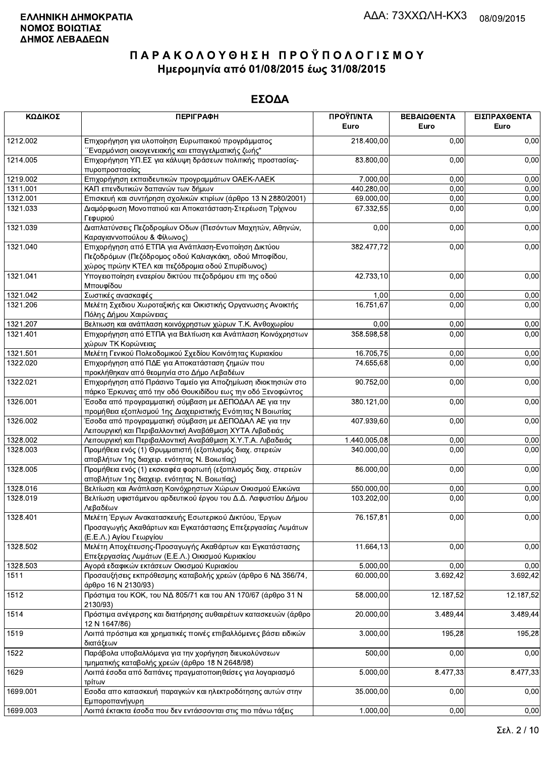ΕΛΛΗΝΙΚΗ ΔΗΜΟΚΡΑΤΙΑ
ΝΟΜΟΣ ΒΟΙΩΤΙΑΣ
ΔΗΜΟΣ ΛΕΒΑΔΕΩΝ

ΑΔΑ: 73ΧΧΩΛΗ-ΚΧ3 08/09/2015

# ΠΑΡΑΚΟΛΟΥΘΗΣΗ ΠΡΟΫΠΟΛΟΓΙΣΜΟΥ
## Ημερομηνία από 01/08/2015 έως 31/08/2015

## ΕΣΟΔΑ

| ΚΩΔΙΚΟΣ | ΠΕΡΙΓΡΑΦΗ | ΠΡΟΫΠ/ΝΤΑ Euro | ΒΕΒΑΙΩΘΕΝΤΑ Euro | ΕΙΣΠΡΑΧΘΕΝΤΑ Euro |
|---|---|---|---|---|
| 1212.002 | Επιχορήγηση για υλοποίηση Ευρωπαικού προγράμματος ΄΄Εναρμόνιση οικογενειακής και επαγγελματικής ζωής" | 218.400,00 | 0,00 | 0,00 |
| 1214.005 | Επιχορήγηση ΥΠ.ΕΣ για κάλυψη δράσεων πολιτικής προστασίας-πυροπροστασίας | 83.800,00 | 0,00 | 0,00 |
| 1219.002 | Επιχορήγηση εκπαιδευτικών προγραμμάτων ΟΑΕΚ-ΛΑΕΚ | 7.000,00 | 0,00 | 0,00 |
| 1311.001 | ΚΑΠ επενδυτικών δαπανών των δήμων | 440.280,00 | 0,00 | 0,00 |
| 1312.001 | Επισκευή και συντήρηση σχολικών κτιρίων (άρθρο 13 Ν 2880/2001) | 69.000,00 | 0,00 | 0,00 |
| 1321.033 | Διαμόρφωση Μονοπατιού και Αποκατάσταση-Στερέωση Τρίχινου Γεφυριού | 67.332,55 | 0,00 | 0,00 |
| 1321.039 | Διαπλατύνσεις Πεζοδρομίων Οδων (Πεσόντων Μαχητών, Αθηνών, Καραγιαννοπούλου & Φίλωνος) | 0,00 | 0,00 | 0,00 |
| 1321.040 | Επιχορήγηση από ΕΤΠΑ για Ανάπλαση-Ενοποίηση Δικτύου Πεζοδρόμων (Πεζόδρομος οδού Καλιαγκάκη, οδού Μποφίδου, χώρος πρώην ΚΤΕΛ και πεζόδρομια οδού Σπυρίδωνος) | 382.477,72 | 0,00 | 0,00 |
| 1321.041 | Υπογειοποίηση εναερίου δικτύου πεζοδρόμου επι της οδού Μπουφίδου | 42.733,10 | 0,00 | 0,00 |
| 1321.042 | Σωστικές ανασκαφές | 1,00 | 0,00 | 0,00 |
| 1321.206 | Μελέτη Σχεδίου Χωροταξικής και Οικιστικής Οργανωσης Ανοικτής Πόλης Δήμου Χαιρώνειας | 16.751,67 | 0,00 | 0,00 |
| 1321.207 | Βελτιωση και ανάπλαση κοινόχρηστων χώρων Τ.Κ. Ανθοχωρίου | 0,00 | 0,00 | 0,00 |
| 1321.401 | Επιχορήγηση από ΕΤΠΑ για Βελτίωση και Ανάπλαση Κοινόχρηστων χώρων ΤΚ Κορώνειας | 358.598,58 | 0,00 | 0,00 |
| 1321.501 | Μελέτη Γενικού Πολεοδομικού Σχεδίου Κοινότητας Κυριακίου | 16.705,75 | 0,00 | 0,00 |
| 1322.020 | Επιχορήγηση από ΠΔΕ για Αποκατάσταση ζημιών που προκλήθηκαν από θεομηνία στο Δήμο Λεβαδέων | 74.655,68 | 0,00 | 0,00 |
| 1322.021 | Επιχορήγηση από Πράσινο Ταμείο για Αποζημίωση ιδιοκτησιών στο πάρκο Έρκυνας από την οδό Θουκιδίδου εως την οδό Ξενοφώντος | 90.752,00 | 0,00 | 0,00 |
| 1326.001 | Έσοδα από προγραμματική σύμβαση με ΔΕΠΟΔΑΛ ΑΕ για την προμήθεια εξοπλισμού 1ης Διαχειριστικής Ενότητας Ν Βοιωτίας | 380.121,00 | 0,00 | 0,00 |
| 1326.002 | Έσοδα από προγραμματική σύμβαση με ΔΕΠΟΔΑΛ ΑΕ για την Λειτουργική και Περιβαλλοντική Αναβάθμιση ΧΥΤΑ Λιβαδειάς | 407.939,60 | 0,00 | 0,00 |
| 1328.002 | Λειτουργική και Περιβαλλοντική Αναβάθμιση Χ.Υ.Τ.Α. Λιβαδειάς | 1.440.005,08 | 0,00 | 0,00 |
| 1328.003 | Προμήθεια ενός (1) Θρυμματιστή (εξοπλισμός διαχ. στερεών αποβλήτων 1ης διαχειρ. ενότητας Ν. Βοιωτίας) | 340.000,00 | 0,00 | 0,00 |
| 1328.005 | Προμήθεια ενός (1) εκσκαφέα φορτωτή (εξοπλισμός διαχ. στερεών αποβλήτων 1ης διαχειρ. ενότητας Ν. Βοιωτίας) | 86.000,00 | 0,00 | 0,00 |
| 1328.016 | Βελτίωση και Ανάπλαση Κοινόχρηστων Χώρων Οικισμού Ελικώνα | 550.000,00 | 0,00 | 0,00 |
| 1328.019 | Βελτίωση υφιστάμενου αρδευτικού έργου του Δ.Δ. Λαφυστίου Δήμου Λεβαδέων | 103.202,00 | 0,00 | 0,00 |
| 1328.401 | Μελέτη Έργων Ανακατασκευής Εσωτερικού Δικτύου, Έργων Προσαγωγής Ακαθάρτων και Εγκατάστασης Επεξεργασίας Λυμάτων (Ε.Ε.Λ.) Αγίου Γεωργίου | 76.157,81 | 0,00 | 0,00 |
| 1328.502 | Μελέτη Αποχέτευσης-Προσαγωγής Ακαθάρτων και Εγκατάστασης Επεξεργασίας Λυμάτων (Ε.Ε.Λ.) Οικισμού Κυριακίου | 11.664,13 | 0,00 | 0,00 |
| 1328.503 | Αγορά εδαφικών εκτάσεων Οικισμού Κυριακίου | 5.000,00 | 0,00 | 0,00 |
| 1511 | Προσαυξήσεις εκπρόθεσμης καταβολής χρεών (άρθρο 6 ΝΔ 356/74, άρθρο 16 Ν 2130/93) | 60.000,00 | 3.692,42 | 3.692,42 |
| 1512 | Πρόστιμα του ΚΟΚ, του ΝΔ 805/71 και του ΑΝ 170/67 (άρθρο 31 Ν 2130/93) | 58.000,00 | 12.187,52 | 12.187,52 |
| 1514 | Πρόστιμα ανέγερσης και διατήρησης αυθαιρέτων κατασκευών (άρθρο 12 Ν 1647/86) | 20.000,00 | 3.489,44 | 3.489,44 |
| 1519 | Λοιπά πρόστιμα και χρηματικές ποινές επιβαλλόμενες βάσει ειδικών διατάξεων | 3.000,00 | 195,28 | 195,28 |
| 1522 | Παράβολα υποβαλλόμενα για την χορήγηση διευκολύνσεων τμηματικής καταβολής χρεών (άρθρο 18 Ν 2648/98) | 500,00 | 0,00 | 0,00 |
| 1629 | Λοιπά έσοδα από δαπάνες πραγματοποιηθείσες για λογαριασμό τρίτων | 5.000,00 | 8.477,33 | 8.477,33 |
| 1699.001 | Εσοδα απο κατασκευή παραγκών και ηλεκτροδότησης αυτών στην Εμποροπανήγυρη | 35.000,00 | 0,00 | 0,00 |
| 1699.003 | Λοιπά έκτακτα έσοδα που δεν εντάσσονται στις πιο πάνω τάξεις | 1.000,00 | 0,00 | 0,00 |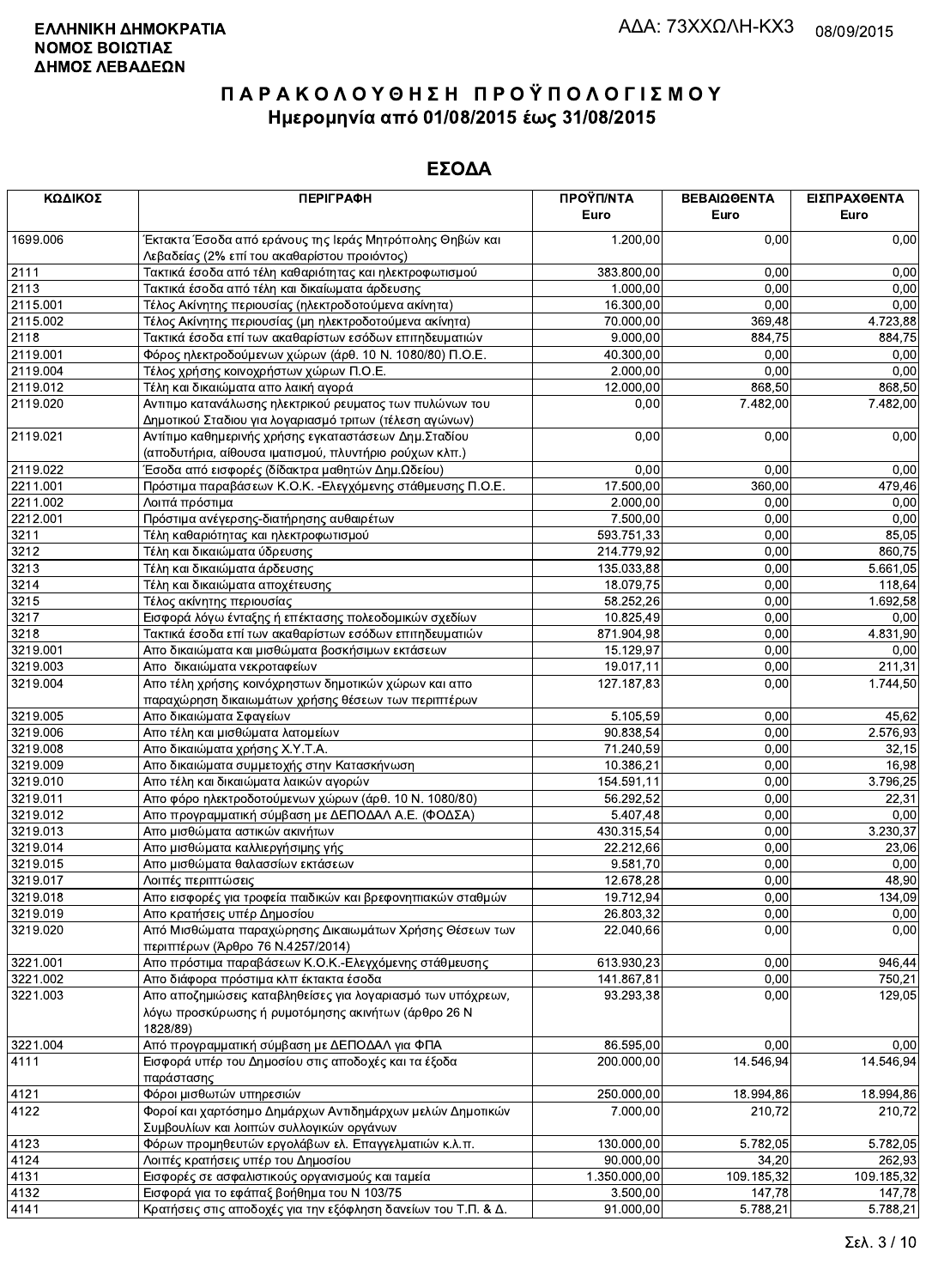**ΕΛΛΗΝΙΚΗ ΔΗΜΟΚΡΑΤΙΑ**
**ΝΟΜΟΣ ΒΟΙΩΤΙΑΣ**
**ΔΗΜΟΣ ΛΕΒΑΔΕΩΝ**

ΑΔΑ: 73ΧΧΩΛΗ-ΚΧ3 08/09/2015

# ΠΑΡΑΚΟΛΟΥΘΗΣΗ ΠΡΟΫΠΟΛΟΓΙΣΜΟΥ

## Ημερομηνία από 01/08/2015 έως 31/08/2015

## ΕΣΟΔΑ

| ΚΩΔΙΚΟΣ | ΠΕΡΙΓΡΑΦΗ | ΠΡΟΫΠ/ΝΤΑ Euro | ΒΕΒΑΙΩΘΕΝΤΑ Euro | ΕΙΣΠΡΑΧΘΕΝΤΑ Euro |
|---|---|---|---|---|
| 1699.006 | Έκτακτα Έσοδα από εράνους της Ιεράς Μητρόπολης Θηβών και Λεβαδείας (2% επί του ακαθαρίστου προιόντος) | 1.200,00 | 0,00 | 0,00 |
| 2111 | Τακτικά έσοδα από τέλη καθαριότητας και ηλεκτροφωτισμού | 383.800,00 | 0,00 | 0,00 |
| 2113 | Τακτικά έσοδα από τέλη και δικαίωματα άρδευσης | 1.000,00 | 0,00 | 0,00 |
| 2115.001 | Τέλος Ακίνητης περιουσίας (ηλεκτροδοτούμενα ακίνητα) | 16.300,00 | 0,00 | 0,00 |
| 2115.002 | Τέλος Ακίνητης περιουσίας (μη ηλεκτροδοτούμενα ακίνητα) | 70.000,00 | 369,48 | 4.723,88 |
| 2118 | Τακτικά έσοδα επί των ακαθαρίστων εσόδων επιτηδευματιών | 9.000,00 | 884,75 | 884,75 |
| 2119.001 | Φόρος ηλεκτροδοτούμενων χώρων (άρθ. 10 Ν. 1080/80) Π.Ο.Ε. | 40.300,00 | 0,00 | 0,00 |
| 2119.004 | Τέλος χρήσης κοινοχρήστων χώρων Π.Ο.Ε. | 2.000,00 | 0,00 | 0,00 |
| 2119.012 | Τέλη και δικαιώματα απο λαική αγορά | 12.000,00 | 868,50 | 868,50 |
| 2119.020 | Αντιιμο κατανάλωσης ηλεκτρικού ρευματος των πυλώνων του Δημοτικού Σταδιου για λογαριασμό τριτων (τέλεση αγώνων) | 0,00 | 7.482,00 | 7.482,00 |
| 2119.021 | Αντίιμο καθημερινής χρήσης εγκαταστάσεων Δημ.Σταδίου (αποδυτήρια, αίθουσα ιματισμού, πλυντήριο ρούχων κλπ.) | 0,00 | 0,00 | 0,00 |
| 2119.022 | Έσοδα από εισφορές (δίδακτρα μαθητών Δημ.Ωδείου) | 0,00 | 0,00 | 0,00 |
| 2211.001 | Πρόστιμα παραβάσεων Κ.Ο.Κ. -Ελεγχόμενης στάθμευσης Π.Ο.Ε. | 17.500,00 | 360,00 | 479,46 |
| 2211.002 | Λοιπά πρόστιμα | 2.000,00 | 0,00 | 0,00 |
| 2212.001 | Πρόστιμα ανέγερσης-διατήρησης αυθαιρέτων | 7.500,00 | 0,00 | 0,00 |
| 3211 | Τέλη καθαριότητας και ηλεκτροφωτισμού | 593.751,33 | 0,00 | 85,05 |
| 3212 | Τέλη και δικαιώματα ύδρευσης | 214.779,92 | 0,00 | 860,75 |
| 3213 | Τέλη και δικαιώματα άρδευσης | 135.033,88 | 0,00 | 5.661,05 |
| 3214 | Τέλη και δικαιώματα αποχέτευσης | 18.079,75 | 0,00 | 118,64 |
| 3215 | Τέλος ακίνητης περιουσίας | 58.252,26 | 0,00 | 1.692,58 |
| 3217 | Εισφορά λόγω ένταξης ή επέκτασης πολεοδομικών σχεδίων | 10.825,49 | 0,00 | 0,00 |
| 3218 | Τακτικά έσοδα επί των ακαθαρίστων εσόδων επιτηδευματιών | 871.904,98 | 0,00 | 4.831,90 |
| 3219.001 | Απο δικαιώματα και μισθώματα βοσκήσιμων εκτάσεων | 15.129,97 | 0,00 | 0,00 |
| 3219.003 | Απο δικαιώματα νεκροταφείων | 19.017,11 | 0,00 | 211,31 |
| 3219.004 | Απο τέλη χρήσης κοινόχρηστων δημοτικών χώρων και απο παραχώρηση δικαιωμάτων χρήσης θέσεων των περιπτέρων | 127.187,83 | 0,00 | 1.744,50 |
| 3219.005 | Απο δικαιώματα Σφαγείων | 5.105,59 | 0,00 | 45,62 |
| 3219.006 | Απο τέλη και μισθώματα λατομείων | 90.838,54 | 0,00 | 2.576,93 |
| 3219.008 | Απο δικαιώματα χρήσης Χ.Υ.Τ.Α. | 71.240,59 | 0,00 | 32,15 |
| 3219.009 | Απο δικαιώματα συμμετοχής στην Κατασκήνωση | 10.386,21 | 0,00 | 16,98 |
| 3219.010 | Απο τέλη και δικαιώματα λαικών αγορών | 154.591,11 | 0,00 | 3.796,25 |
| 3219.011 | Απο φόρο ηλεκτροδοτούμενων χώρων (άρθ. 10 Ν. 1080/80) | 56.292,52 | 0,00 | 22,31 |
| 3219.012 | Απο προγραμματική σύμβαση με ΔΕΠΟΔΑΛ Α.Ε. (ΦΟΔΣΑ) | 5.407,48 | 0,00 | 0,00 |
| 3219.013 | Απο μισθώματα αστικών ακινήτων | 430.315,54 | 0,00 | 3.230,37 |
| 3219.014 | Απο μισθώματα καλλιεργήσιμης γής | 22.212,66 | 0,00 | 23,06 |
| 3219.015 | Απο μισθώματα θαλασσίων εκτάσεων | 9.581,70 | 0,00 | 0,00 |
| 3219.017 | Λοιπές περιπτώσεις | 12.678,28 | 0,00 | 48,90 |
| 3219.018 | Απο εισφορές για τροφεία παιδικών και βρεφονηπιακών σταθμών | 19.712,94 | 0,00 | 134,09 |
| 3219.019 | Απο κρατήσεις υπέρ Δημοσίου | 26.803,32 | 0,00 | 0,00 |
| 3219.020 | Από Μισθώματα παραχώρησης Δικαιωμάτων Χρήσης Θέσεων των περιπτέρων (Άρθρο 76 Ν.4257/2014) | 22.040,66 | 0,00 | 0,00 |
| 3221.001 | Απο πρόστιμα παραβάσεων Κ.Ο.Κ.-Ελεγχόμενης στάθμευσης | 613.930,23 | 0,00 | 946,44 |
| 3221.002 | Απο διάφορα πρόστιμα κλπ έκτακτα έσοδα | 141.867,81 | 0,00 | 750,21 |
| 3221.003 | Απο αποζημιώσεις καταβληθείσες για λογαριασμό των υπόχρεων, λόγω προσκύρωσης ή ρυμοτόμησης ακινήτων (άρθρο 26 Ν 1828/89) | 93.293,38 | 0,00 | 129,05 |
| 3221.004 | Από προγραμματική σύμβαση με ΔΕΠΟΔΑΛ για ΦΠΑ | 86.595,00 | 0,00 | 0,00 |
| 4111 | Εισφορά υπέρ του Δημοσίου στις αποδοχές και τα έξοδα παράστασης | 200.000,00 | 14.546,94 | 14.546,94 |
| 4121 | Φόροι μισθωτών υπηρεσιών | 250.000,00 | 18.994,86 | 18.994,86 |
| 4122 | Φοροί και χαρτόσημο Δημάρχων Αντιδημάρχων μελών Δημοτικών Συμβουλίων και λοιπών συλλογικών οργάνων | 7.000,00 | 210,72 | 210,72 |
| 4123 | Φόρων προμηθευτών εργολάβων ελ. Επαγγελματιών κ.λ.π. | 130.000,00 | 5.782,05 | 5.782,05 |
| 4124 | Λοιπές κρατήσεις υπέρ του Δημοσίου | 90.000,00 | 34,20 | 262,93 |
| 4131 | Εισφορές σε ασφαλιστικούς οργανισμούς και ταμεία | 1.350.000,00 | 109.185,32 | 109.185,32 |
| 4132 | Εισφορά για το εφάπαξ βοήθημα του Ν 103/75 | 3.500,00 | 147,78 | 147,78 |
| 4141 | Κρατήσεις στις αποδοχές για την εξόφληση δανείων του Τ.Π. & Δ. | 91.000,00 | 5.788,21 | 5.788,21 |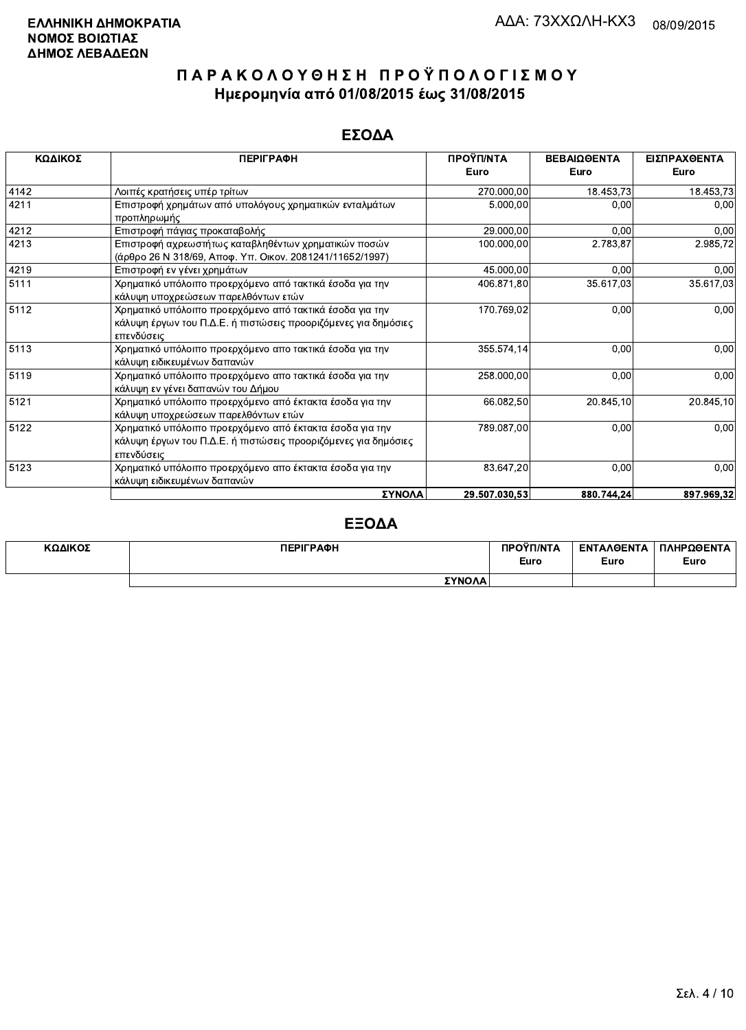**ΕΛΛΗΝΙΚΗ ΔΗΜΟΚΡΑΤΙΑ**
**ΝΟΜΟΣ ΒΟΙΩΤΙΑΣ**
**ΔΗΜΟΣ ΛΕΒΑΔΕΩΝ**

ΑΔΑ: 73ΧΧΩΛΗ-ΚΧ3 08/09/2015

# Π Α Ρ Α Κ Ο Λ Ο Υ Θ Η Σ Η  Π Ρ Ο Ϋ Π Ο Λ Ο Γ Ι Σ Μ Ο Υ
## Ημερομηνία από 01/08/2015 έως 31/08/2015

## ΕΣΟΔΑ

| ΚΩΔΙΚΟΣ | ΠΕΡΙΓΡΑΦΗ | ΠΡΟΫΠ/ΝΤΑ Euro | ΒΕΒΑΙΩΘΕΝΤΑ Euro | ΕΙΣΠΡΑΧΘΕΝΤΑ Euro |
|---|---|---|---|---|
| 4142 | Λοιπές κρατήσεις υπέρ τρίτων | 270.000,00 | 18.453,73 | 18.453,73 |
| 4211 | Επιστροφή χρημάτων από υπολόγους χρηματικών ενταλμάτων προπληρωμής | 5.000,00 | 0,00 | 0,00 |
| 4212 | Επιστροφή πάγιας προκαταβολής | 29.000,00 | 0,00 | 0,00 |
| 4213 | Επιστροφή αχρεωστήτως καταβληθέντων χρηματικών ποσών (άρθρο 26 Ν 318/69, Αποφ. Υπ. Οικον. 2081241/11652/1997) | 100.000,00 | 2.783,87 | 2.985,72 |
| 4219 | Επιστροφή εν γένει χρημάτων | 45.000,00 | 0,00 | 0,00 |
| 5111 | Χρηματικό υπόλοιπο προερχόμενο από τακτικά έσοδα για την κάλυψη υποχρεώσεων παρελθόντων ετών | 406.871,80 | 35.617,03 | 35.617,03 |
| 5112 | Χρηματικό υπόλοιπο προερχόμενο από τακτικά έσοδα για την κάλυψη έργων του Π.Δ.Ε. ή πιστώσεις προοριζόμενες για δημόσιες επενδύσεις | 170.769,02 | 0,00 | 0,00 |
| 5113 | Χρηματικό υπόλοιπο προερχόμενο απο τακτικά έσοδα για την κάλυψη ειδικευμένων δαπανών | 355.574,14 | 0,00 | 0,00 |
| 5119 | Χρηματικό υπόλοιπο προερχόμενο απο τακτικά έσοδα για την κάλυψη εν γένει δαπανών του Δήμου | 258.000,00 | 0,00 | 0,00 |
| 5121 | Χρηματικό υπόλοιπο προερχόμενο από έκτακτα έσοδα για την κάλυψη υποχρεώσεων παρελθόντων ετών | 66.082,50 | 20.845,10 | 20.845,10 |
| 5122 | Χρηματικό υπόλοιπο προερχόμενο από έκτακτα έσοδα για την κάλυψη έργων του Π.Δ.Ε. ή πιστώσεις προοριζόμενες για δημόσιες επενδύσεις | 789.087,00 | 0,00 | 0,00 |
| 5123 | Χρηματικό υπόλοιπο προερχόμενο απο έκτακτα έσοδα για την κάλυψη ειδικευμένων δαπανών | 83.647,20 | 0,00 | 0,00 |
| | **ΣΥΝΟΛΑ** | **29.507.030,53** | **880.744,24** | **897.969,32** |

## ΕΞΟΔΑ

| ΚΩΔΙΚΟΣ | ΠΕΡΙΓΡΑΦΗ | ΠΡΟΫΠ/ΝΤΑ Euro | ΕΝΤΑΛΘΕΝΤΑ Euro | ΠΛΗΡΩΘΕΝΤΑ Euro |
|---|---|---|---|---|
| | **ΣΥΝΟΛΑ** | | | |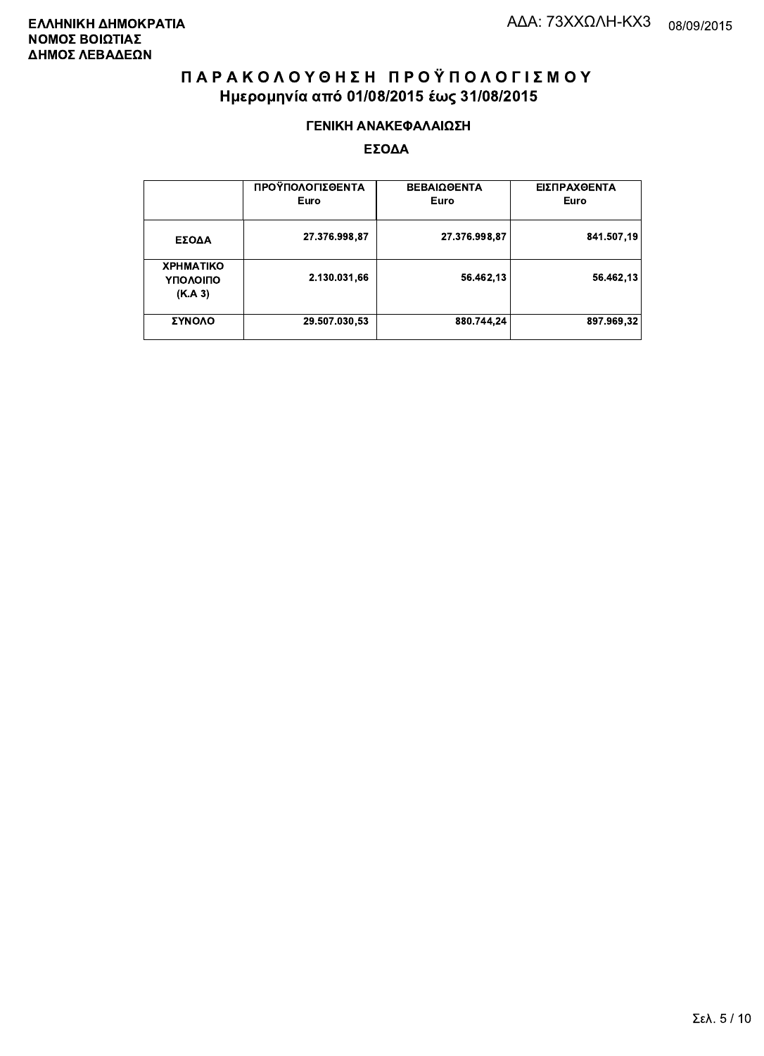**ΕΛΛΗΝΙΚΗ ΔΗΜΟΚΡΑΤΙΑ**
**ΝΟΜΟΣ ΒΟΙΩΤΙΑΣ**
**ΔΗΜΟΣ ΛΕΒΑΔΕΩΝ**

ΑΔΑ: 73ΧΧΩΛΗ-ΚΧ3 08/09/2015

# Π Α Ρ Α Κ Ο Λ Ο Υ Θ Η Σ Η   Π Ρ Ο Ϋ Π Ο Λ Ο Γ Ι Σ Μ Ο Υ

## Ημερομηνία από 01/08/2015 έως 31/08/2015

### ΓΕΝΙΚΗ ΑΝΑΚΕΦΑΛΑΙΩΣΗ

### ΕΣΟΔΑ

| | ΠΡΟΫΠΟΛΟΓΙΣΘΕΝΤΑ Euro | ΒΕΒΑΙΩΘΕΝΤΑ Euro | ΕΙΣΠΡΑΧΘΕΝΤΑ Euro |
|---|---|---|---|
| **ΕΣΟΔΑ** | 27.376.998,87 | 27.376.998,87 | 841.507,19 |
| **ΧΡΗΜΑΤΙΚΟ ΥΠΟΛΟΙΠΟ (Κ.Α 3)** | 2.130.031,66 | 56.462,13 | 56.462,13 |
| **ΣΥΝΟΛΟ** | 29.507.030,53 | 880.744,24 | 897.969,32 |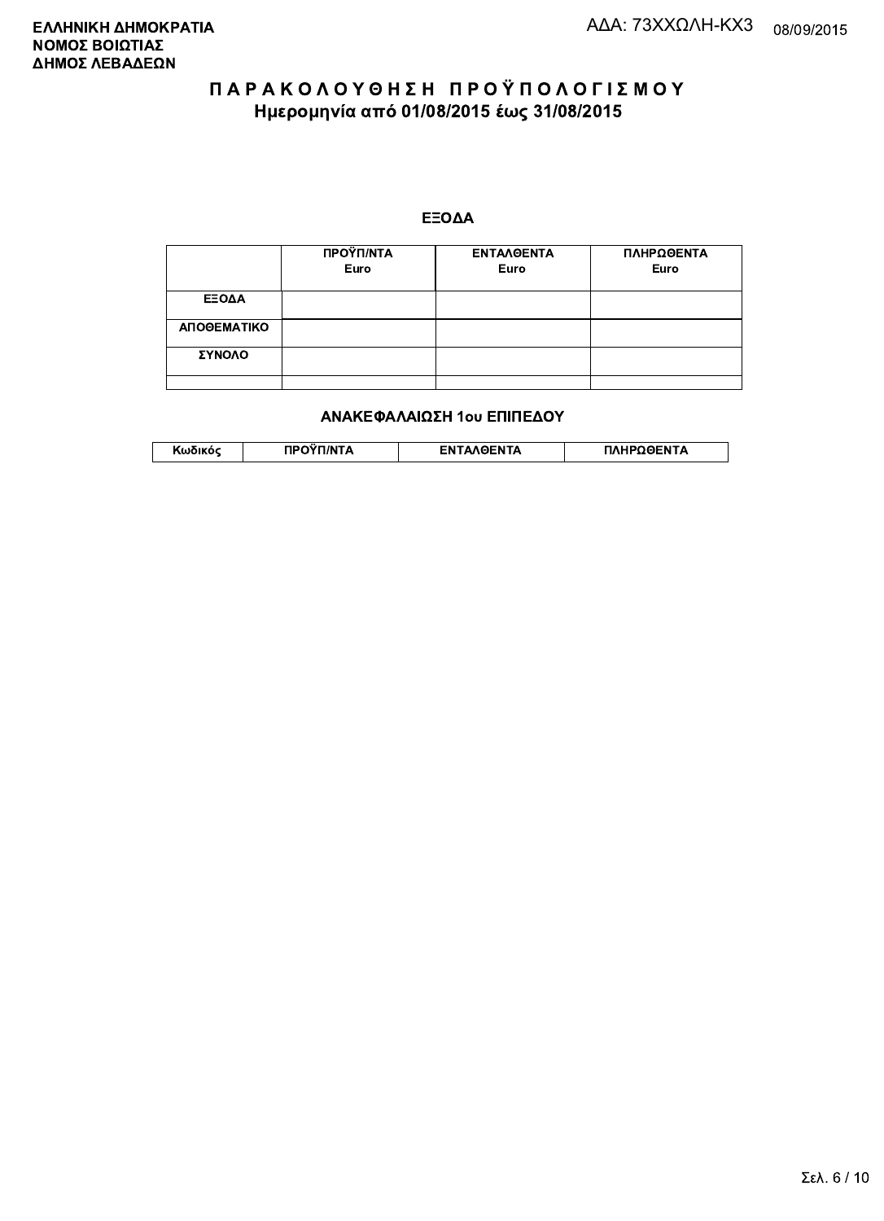**ΕΛΛΗΝΙΚΗ ΔΗΜΟΚΡΑΤΙΑ**
**ΝΟΜΟΣ ΒΟΙΩΤΙΑΣ**
**ΔΗΜΟΣ ΛΕΒΑΔΕΩΝ**

ΑΔΑ: 73ΧΧΩΛΗ-ΚΧ3 08/09/2015

# Π Α Ρ Α Κ Ο Λ Ο Υ Θ Η Σ Η  Π Ρ Ο Ϋ Π Ο Λ Ο Γ Ι Σ Μ Ο Υ

## Ημερομηνία από 01/08/2015 έως 31/08/2015

### ΕΞΟΔΑ

| | ΠΡΟΫΠ/ΝΤΑ Euro | ΕΝΤΑΛΘΕΝΤΑ Euro | ΠΛΗΡΩΘΕΝΤΑ Euro |
|---|---|---|---|
| ΕΞΟΔΑ | | | |
| ΑΠΟΘΕΜΑΤΙΚΟ | | | |
| ΣΥΝΟΛΟ | | | |
| | | | |

### ΑΝΑΚΕΦΑΛΑΙΩΣΗ 1ου ΕΠΙΠΕΔΟΥ

| Κωδικός | ΠΡΟΫΠ/ΝΤΑ | ΕΝΤΑΛΘΕΝΤΑ | ΠΛΗΡΩΘΕΝΤΑ |
|---|---|---|---|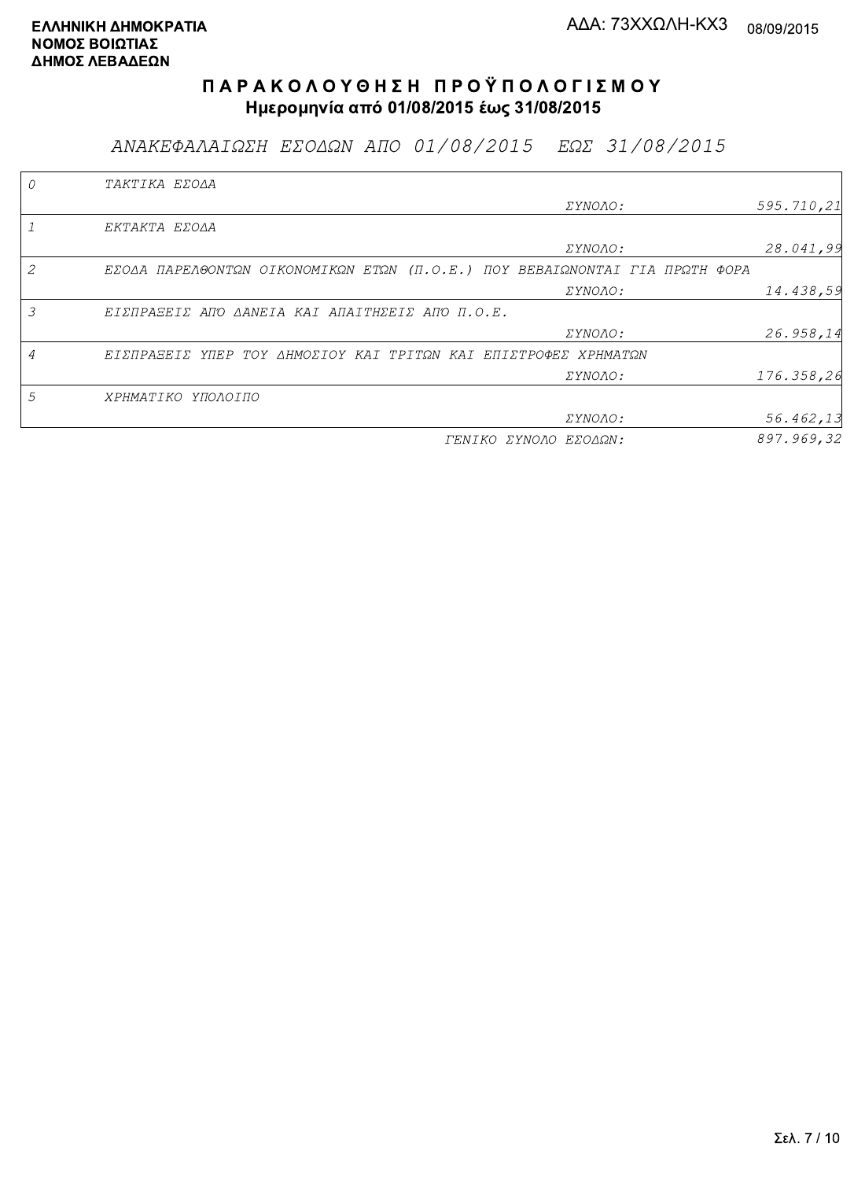ΕΛΛΗΝΙΚΗ ΔΗΜΟΚΡΑΤΙΑ
ΝΟΜΟΣ ΒΟΙΩΤΙΑΣ
ΔΗΜΟΣ ΛΕΒΑΔΕΩΝ

ΑΔΑ: 73ΧΧΩΛΗ-ΚΧ3 08/09/2015

# ΠΑΡΑΚΟΛΟΥΘΗΣΗ ΠΡΟΫΠΟΛΟΓΙΣΜΟΥ

**Ημερομηνία από 01/08/2015 έως 31/08/2015**

## *ΑΝΑΚΕΦΑΛΑΙΩΣΗ ΕΣΟΔΩΝ ΑΠΟ 01/08/2015 ΕΩΣ 31/08/2015*

| | | | |
|---|---|---|---|
| 0 | ΤΑΚΤΙΚΑ ΕΣΟΔΑ | | |
| | | ΣΥΝΟΛΟ: | 595.710,21 |
| 1 | ΕΚΤΑΚΤΑ ΕΣΟΔΑ | | |
| | | ΣΥΝΟΛΟ: | 28.041,99 |
| 2 | ΕΣΟΔΑ ΠΑΡΕΛΘΟΝΤΩΝ ΟΙΚΟΝΟΜΙΚΩΝ ΕΤΩΝ (Π.Ο.Ε.) ΠΟΥ ΒΕΒΑΙΩΝΟΝΤΑΙ ΓΙΑ ΠΡΩΤΗ ΦΟΡΑ | | |
| | | ΣΥΝΟΛΟ: | 14.438,59 |
| 3 | ΕΙΣΠΡΑΞΕΙΣ ΑΠΟ ΔΑΝΕΙΑ ΚΑΙ ΑΠΑΙΤΗΣΕΙΣ ΑΠΟ Π.Ο.Ε. | | |
| | | ΣΥΝΟΛΟ: | 26.958,14 |
| 4 | ΕΙΣΠΡΑΞΕΙΣ ΥΠΕΡ ΤΟΥ ΔΗΜΟΣΙΟΥ ΚΑΙ ΤΡΙΤΩΝ ΚΑΙ ΕΠΙΣΤΡΟΦΕΣ ΧΡΗΜΑΤΩΝ | | |
| | | ΣΥΝΟΛΟ: | 176.358,26 |
| 5 | ΧΡΗΜΑΤΙΚΟ ΥΠΟΛΟΙΠΟ | | |
| | | ΣΥΝΟΛΟ: | 56.462,13 |
| | | ΓΕΝΙΚΟ ΣΥΝΟΛΟ ΕΣΟΔΩΝ: | 897.969,32 |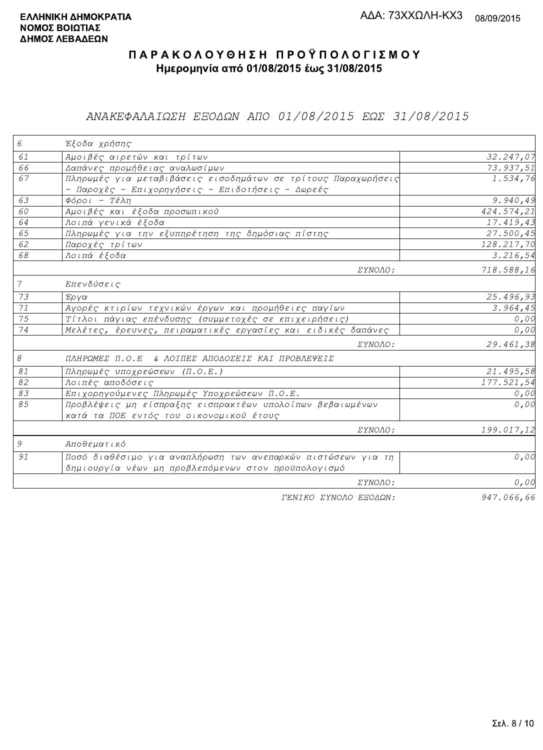**ΕΛΛΗΝΙΚΗ ΔΗΜΟΚΡΑΤΙΑ**
**ΝΟΜΟΣ ΒΟΙΩΤΙΑΣ**
**ΔΗΜΟΣ ΛΕΒΑΔΕΩΝ**

ΑΔΑ: 73ΧΧΩΛΗ-ΚΧ3 08/09/2015

# ΠΑΡΑΚΟΛΟΥΘΗΣΗ ΠΡΟΫΠΟΛΟΓΙΣΜΟΥ
## Ημερομηνία από 01/08/2015 έως 31/08/2015

## *ΑΝΑΚΕΦΑΛΑΙΩΣΗ ΕΞΟΔΩΝ ΑΠΟ 01/08/2015 ΕΩΣ 31/08/2015*

| | | |
|---|---|---|
| 6 | Έξοδα χρήσης | |
| 61 | Αμοιβές αιρετών και τρίτων | 32.247,07 |
| 66 | Δαπάνες προμήθειας αναλωσίμων | 73.937,51 |
| 67 | Πληρωμές για μεταβιβάσεις εισοδημάτων σε τρίτους Παραχωρήσεις - Παροχές - Επιχορηγήσεις - Επιδοτήσεις - Δωρεές | 1.534,76 |
| 63 | Φόροι - Τέλη | 9.940,49 |
| 60 | Αμοιβές και έξοδα προσωπικού | 424.574,21 |
| 64 | Λοιπά γενικά έξοδα | 17.419,43 |
| 65 | Πληρωμές για την εξυπηρέτηση της δημόσιας πίστης | 27.500,45 |
| 62 | Παροχές τρίτων | 128.217,70 |
| 68 | Λοιπά έξοδα | 3.216,54 |
| | ΣΥΝΟΛΟ: | 718.588,16 |
| 7 | Επενδύσεις | |
| 73 | Έργα | 25.496,93 |
| 71 | Αγορές κτιρίων τεχνικών έργων και προμήθειες παγίων | 3.964,45 |
| 75 | Τίτλοι πάγιας επένδυσης (συμμετοχές σε επιχειρήσεις) | 0,00 |
| 74 | Μελέτες, έρευνες, πειραματικές εργασίες και ειδικές δαπάνες | 0,00 |
| | ΣΥΝΟΛΟ: | 29.461,38 |
| 8 | ΠΛΗΡΩΜΕΣ Π.Ο.Ε & ΛΟΙΠΕΣ ΑΠΟΔΟΣΕΙΣ ΚΑΙ ΠΡΟΒΛΕΨΕΙΣ | |
| 81 | Πληρωμές υποχρεώσεων (Π.Ο.Ε.) | 21.495,58 |
| 82 | Λοιπές αποδόσεις | 177.521,54 |
| 83 | Επιχορηγούμενες Πληρωμές Υποχρεώσεων Π.Ο.Ε. | 0,00 |
| 85 | Προβλέψεις μη είσπραξης εισπρακτέων υπολοίπων βεβαιωμένων κατά τα ΠΟΕ εντός του οικονομικού έτους | 0,00 |
| | ΣΥΝΟΛΟ: | 199.017,12 |
| 9 | Αποθεματικό | |
| 91 | Ποσό διαθέσιμο για αναπλήρωση των ανεπαρκών πιστώσεων για τη δημιουργία νέων μη προβλεπόμενων στον προϋπολογισμό | 0,00 |
| | ΣΥΝΟΛΟ: | 0,00 |
| | ΓΕΝΙΚΟ ΣΥΝΟΛΟ ΕΞΟΔΩΝ: | 947.066,66 |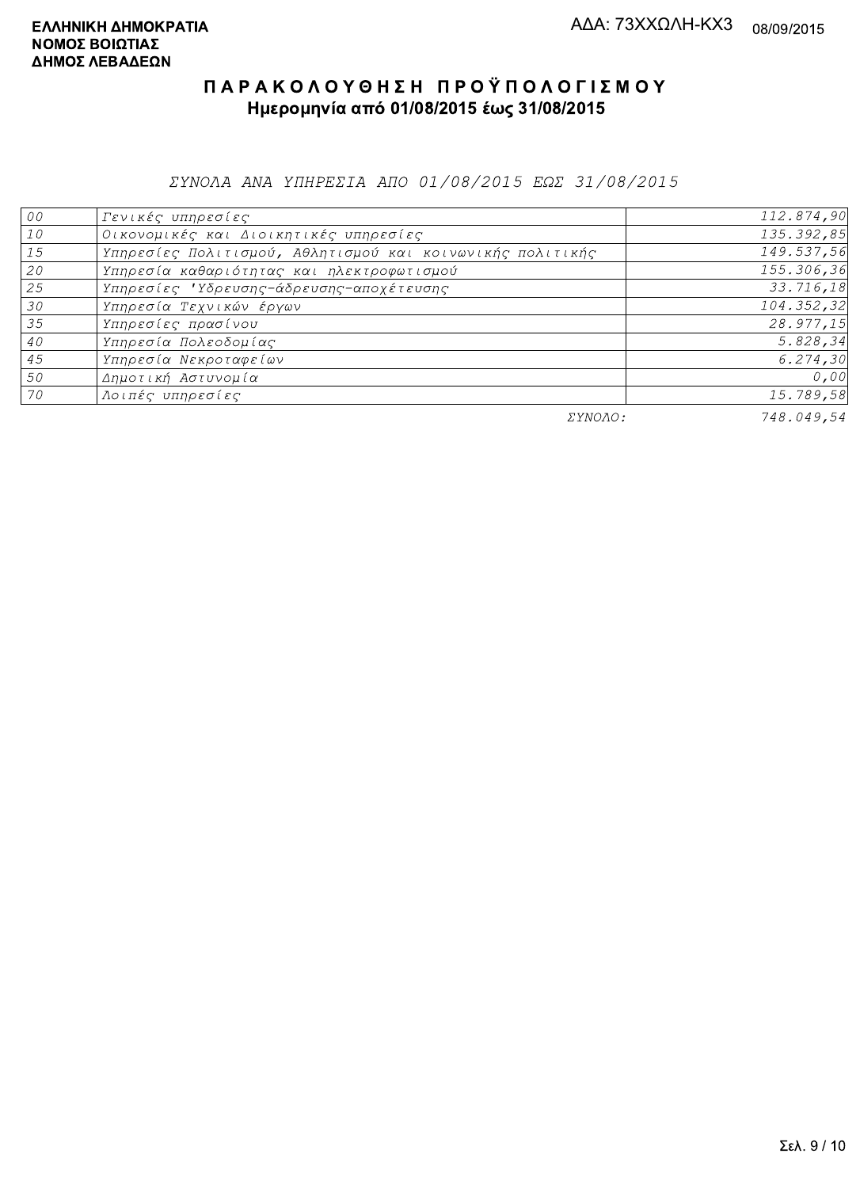**ΕΛΛΗΝΙΚΗ ΔΗΜΟΚΡΑΤΙΑ**
**ΝΟΜΟΣ ΒΟΙΩΤΙΑΣ**
**ΔΗΜΟΣ ΛΕΒΑΔΕΩΝ**

ΑΔΑ: 73ΧΧΩΛΗ-ΚΧ3 08/09/2015

# Π Α Ρ Α Κ Ο Λ Ο Υ Θ Η Σ Η  Π Ρ Ο Ϋ Π Ο Λ Ο Γ Ι Σ Μ Ο Υ

## Ημερομηνία από 01/08/2015 έως 31/08/2015

*ΣΥΝΟΛΑ ΑΝΑ ΥΠΗΡΕΣΙΑ ΑΠΟ 01/08/2015 ΕΩΣ 31/08/2015*

| | | |
|---|---|---|
| 00 | Γενικές υπηρεσίες | 112.874,90 |
| 10 | Οικονομικές και Διοικητικές υπηρεσίες | 135.392,85 |
| 15 | Υπηρεσίες Πολιτισμού, Αθλητισμού και κοινωνικής πολιτικής | 149.537,56 |
| 20 | Υπηρεσία καθαριότητας και ηλεκτροφωτισμού | 155.306,36 |
| 25 | Υπηρεσίες 'Υδρευσης-άδρευσης-αποχέτευσης | 33.716,18 |
| 30 | Υπηρεσία Τεχνικών έργων | 104.352,32 |
| 35 | Υπηρεσίες πρασίνου | 28.977,15 |
| 40 | Υπηρεσία Πολεοδομίας | 5.828,34 |
| 45 | Υπηρεσία Νεκροταφείων | 6.274,30 |
| 50 | Δημοτική Αστυνομία | 0,00 |
| 70 | Λοιπές υπηρεσίες | 15.789,58 |
| | ΣΥΝΟΛΟ: | 748.049,54 |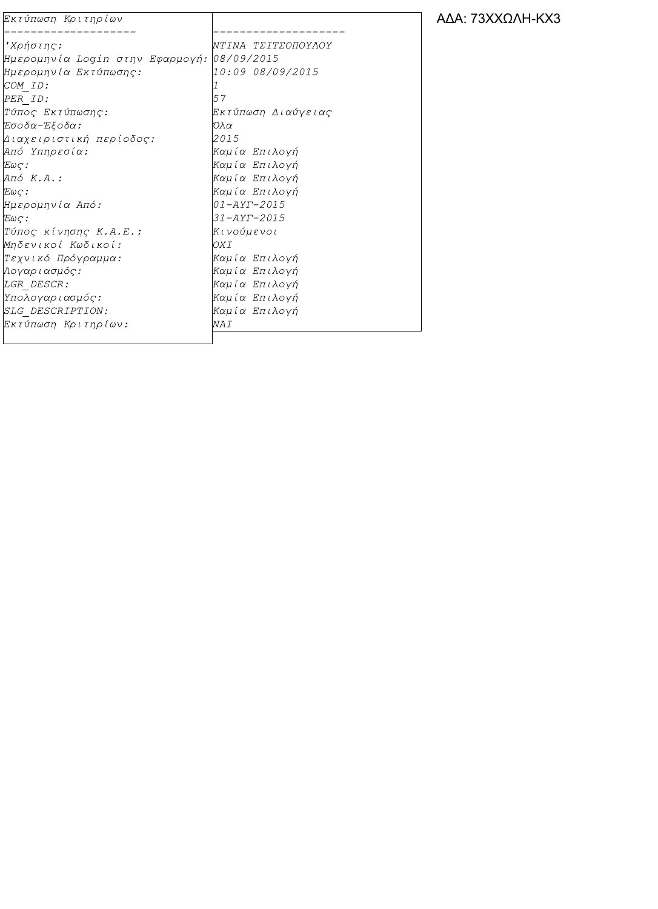ΑΔΑ: 73ΧΧΩΛΗ-ΚΧ3

| Εκτύπωση Κριτηρίων | |
| --- | --- |
| 'Χρήστης: | ΝΤΙΝΑ ΤΣΙΤΣΟΠΟΥΛΟΥ |
| Ημερομηνία Login στην Εφαρμογή: | 08/09/2015 |
| Ημερομηνία Εκτύπωσης: | 10:09 08/09/2015 |
| COM_ID: | 1 |
| PER_ID: | 57 |
| Τύπος Εκτύπωσης: | Εκτύπωση Διαύγειας |
| Έσοδα-Έξοδα: | Όλα |
| Διαχειριστική περίοδος: | 2015 |
| Από Υπηρεσία: | Καμία Επιλογή |
| Έως: | Καμία Επιλογή |
| Από Κ.Α.: | Καμία Επιλογή |
| Έως: | Καμία Επιλογή |
| Ημερομηνία Από: | 01-ΑΥΓ-2015 |
| Έως: | 31-ΑΥΓ-2015 |
| Τύπος κίνησης Κ.Α.Ε.: | Κινούμενοι |
| Μηδενικοί Κωδικοί: | ΟΧΙ |
| Τεχνικό Πρόγραμμα: | Καμία Επιλογή |
| Λογαριασμός: | Καμία Επιλογή |
| LGR_DESCR: | Καμία Επιλογή |
| Υπολογαριασμός: | Καμία Επιλογή |
| SLG_DESCRIPTION: | Καμία Επιλογή |
| Εκτύπωση Κριτηρίων: | ΝΑΙ |